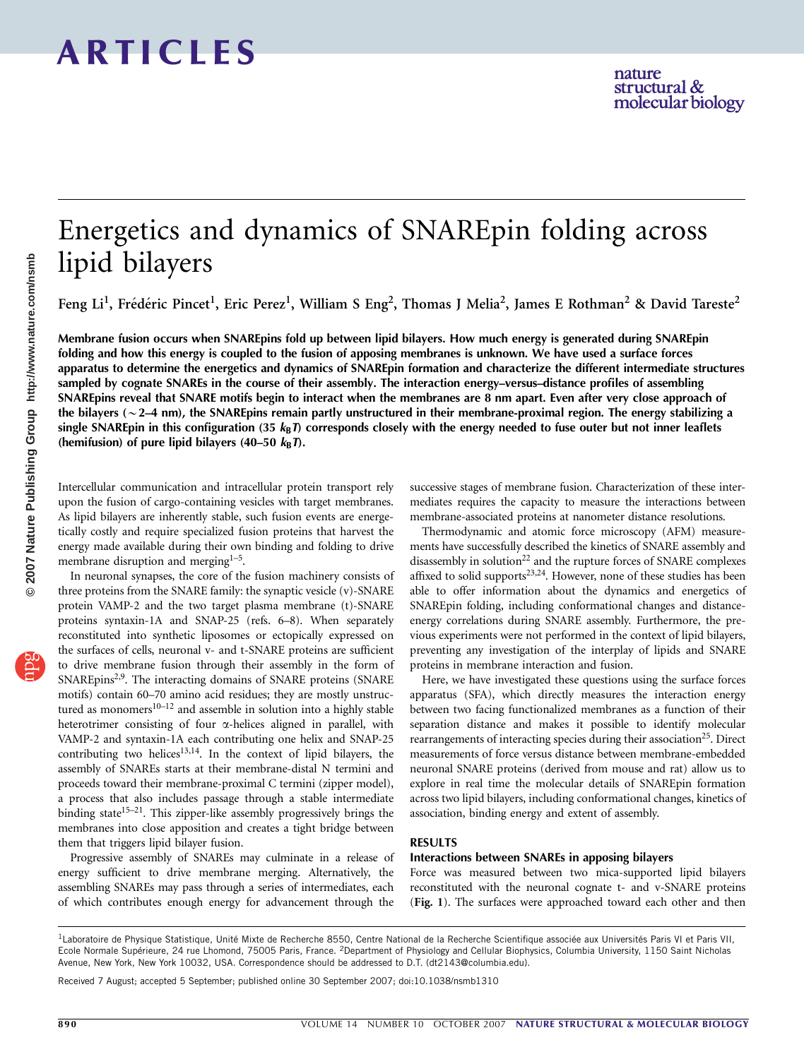# Energetics and dynamics of SNAREpin folding across lipid bilayers

Feng Li[1], Frédéric Pincet[1], Eric Perez[1], William S Eng[2], Thomas J Melia[2], James E Rothman[2] & David Tareste[2]

**Membrane fusion occurs when SNAREpins fold up between lipid bilayers. How much energy is generated during SNAREpin folding and how this energy is coupled to the fusion of apposing membranes is unknown. We have used a surface forces apparatus to determine the energetics and dynamics of SNAREpin formation and characterize the different intermediate structures sampled by cognate SNAREs in the course of their assembly. The interaction energy–versus–distance profiles of assembling SNAREpins reveal that SNARE motifs begin to interact when the membranes are 8 nm apart. Even after very close approach of the bilayers (~2–4 nm), the SNAREpins remain partly unstructured in their membrane-proximal region. The energy stabilizing a single SNAREpin in this configuration (35 $k_BT$) corresponds closely with the energy needed to fuse outer but not inner leaflets (hemifusion) of pure lipid bilayers (40–50 $k_BT$).**

Intercellular communication and intracellular protein transport rely upon the fusion of cargo-containing vesicles with target membranes. As lipid bilayers are inherently stable, such fusion events are energetically costly and require specialized fusion proteins that harvest the energy made available during their own binding and folding to drive membrane disruption and merging[1–5].

In neuronal synapses, the core of the fusion machinery consists of three proteins from the SNARE family: the synaptic vesicle (v)-SNARE protein VAMP-2 and the two target plasma membrane (t)-SNARE proteins syntaxin-1A and SNAP-25 (refs. 6–8). When separately reconstituted into synthetic liposomes or ectopically expressed on the surfaces of cells, neuronal v- and t-SNARE proteins are sufficient to drive membrane fusion through their assembly in the form of SNAREpins[2,9]. The interacting domains of SNARE proteins (SNARE motifs) contain 60–70 amino acid residues; they are mostly unstructured as monomers[10–12] and assemble in solution into a highly stable heterotrimer consisting of four α-helices aligned in parallel, with VAMP-2 and syntaxin-1A each contributing one helix and SNAP-25 contributing two helices[13,14]. In the context of lipid bilayers, the assembly of SNAREs starts at their membrane-distal N termini and proceeds toward their membrane-proximal C termini (zipper model), a process that also includes passage through a stable intermediate binding state[15–21]. This zipper-like assembly progressively brings the membranes into close apposition and creates a tight bridge between them that triggers lipid bilayer fusion.

Progressive assembly of SNAREs may culminate in a release of energy sufficient to drive membrane merging. Alternatively, the assembling SNAREs may pass through a series of intermediates, each of which contributes enough energy for advancement through the successive stages of membrane fusion. Characterization of these intermediates requires the capacity to measure the interactions between membrane-associated proteins at nanometer distance resolutions.

Thermodynamic and atomic force microscopy (AFM) measurements have successfully described the kinetics of SNARE assembly and disassembly in solution[22] and the rupture forces of SNARE complexes affixed to solid supports[23,24]. However, none of these studies has been able to offer information about the dynamics and energetics of SNAREpin folding, including conformational changes and distance-energy correlations during SNARE assembly. Furthermore, the previous experiments were not performed in the context of lipid bilayers, preventing any investigation of the interplay of lipids and SNARE proteins in membrane interaction and fusion.

Here, we have investigated these questions using the surface forces apparatus (SFA), which directly measures the interaction energy between two facing functionalized membranes as a function of their separation distance and makes it possible to identify molecular rearrangements of interacting species during their association[25]. Direct measurements of force versus distance between membrane-embedded neuronal SNARE proteins (derived from mouse and rat) allow us to explore in real time the molecular details of SNAREpin formation across two lipid bilayers, including conformational changes, kinetics of association, binding energy and extent of assembly.

## RESULTS

### Interactions between SNAREs in apposing bilayers

Force was measured between two mica-supported lipid bilayers reconstituted with the neuronal cognate t- and v-SNARE proteins (**Fig. 1**). The surfaces were approached toward each other and then

[1]Laboratoire de Physique Statistique, Unité Mixte de Recherche 8550, Centre National de la Recherche Scientifique associée aux Universités Paris VI et Paris VII, Ecole Normale Supérieure, 24 rue Lhomond, 75005 Paris, France. [2]Department of Physiology and Cellular Biophysics, Columbia University, 1150 Saint Nicholas Avenue, New York, New York 10032, USA. Correspondence should be addressed to D.T. (dt2143@columbia.edu).

Received 7 August; accepted 5 September; published online 30 September 2007; doi:10.1038/nsmb1310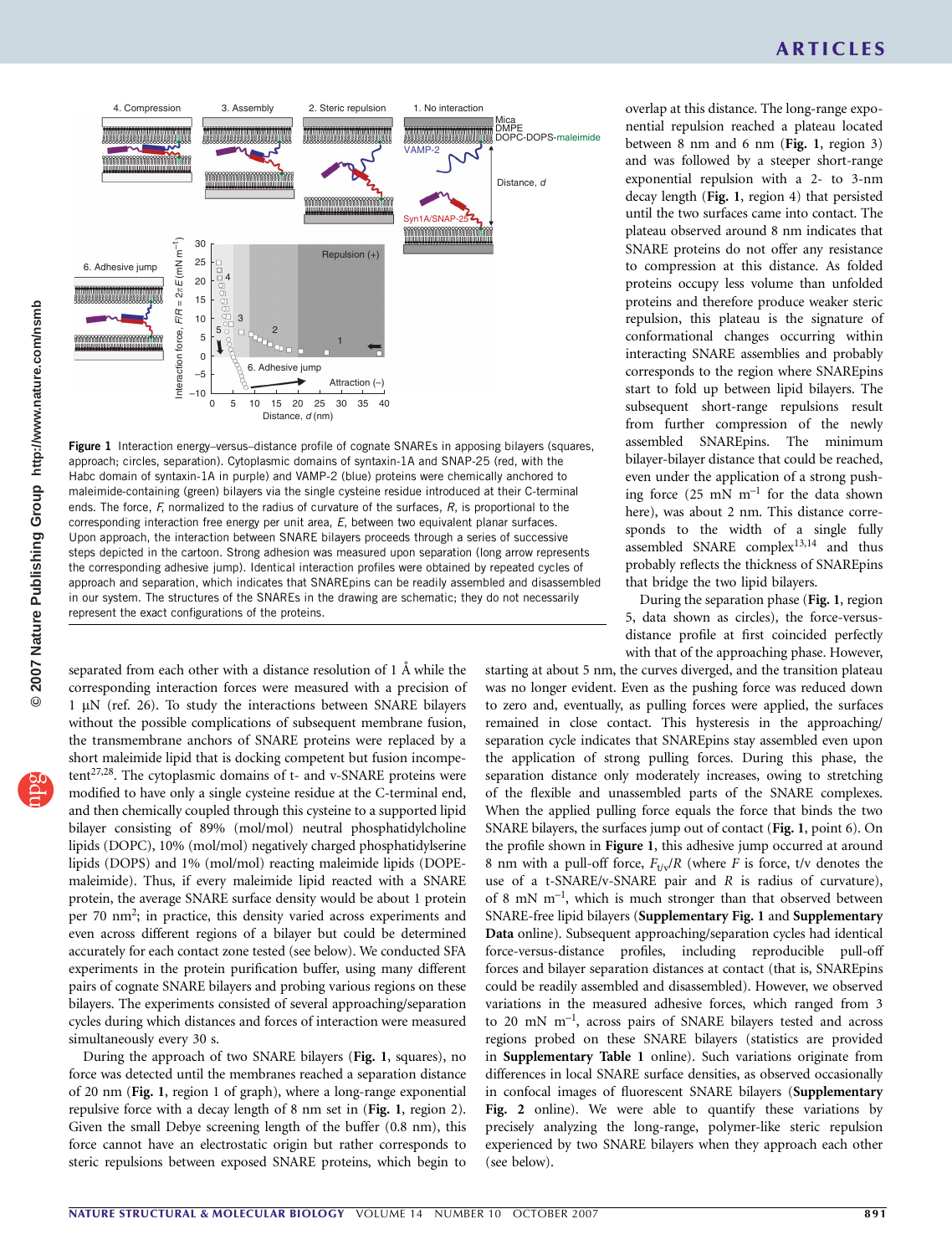Figure 1 Interaction energy–versus–distance profile of cognate SNAREs in apposing bilayers (squares, approach; circles, separation). Cytoplasmic domains of syntaxin-1A and SNAP-25 (red, with the Habc domain of syntaxin-1A in purple) and VAMP-2 (blue) proteins were chemically anchored to maleimide-containing (green) bilayers via the single cysteine residue introduced at their C-terminal ends. The force, $F$, normalized to the radius of curvature of the surfaces, $R$, is proportional to the corresponding interaction free energy per unit area, $E$, between two equivalent planar surfaces. Upon approach, the interaction between SNARE bilayers proceeds through a series of successive steps depicted in the cartoon. Strong adhesion was measured upon separation (long arrow represents the corresponding adhesive jump). Identical interaction profiles were obtained by repeated cycles of approach and separation, which indicates that SNAREpins can be readily assembled and disassembled in our system. The structures of the SNAREs in the drawing are schematic; they do not necessarily represent the exact configurations of the proteins.

separated from each other with a distance resolution of 1 Å while the corresponding interaction forces were measured with a precision of 1 μN (ref. 26). To study the interactions between SNARE bilayers without the possible complications of subsequent membrane fusion, the transmembrane anchors of SNARE proteins were replaced by a short maleimide lipid that is docking competent but fusion incompetent[27,28]. The cytoplasmic domains of t- and v-SNARE proteins were modified to have only a single cysteine residue at the C-terminal end, and then chemically coupled through this cysteine to a supported lipid bilayer consisting of 89% (mol/mol) neutral phosphatidylcholine lipids (DOPC), 10% (mol/mol) negatively charged phosphatidylserine lipids (DOPS) and 1% (mol/mol) reacting maleimide lipids (DOPE-maleimide). Thus, if every maleimide lipid reacted with a SNARE protein, the average SNARE surface density would be about 1 protein per 70 nm$^2$; in practice, this density varied across experiments and even across different regions of a bilayer but could be determined accurately for each contact zone tested (see below). We conducted SFA experiments in the protein purification buffer, using many different pairs of cognate SNARE bilayers and probing various regions on these bilayers. The experiments consisted of several approaching/separation cycles during which distances and forces of interaction were measured simultaneously every 30 s.

During the approach of two SNARE bilayers (**Fig. 1**, squares), no force was detected until the membranes reached a separation distance of 20 nm (**Fig. 1**, region 1 of graph), where a long-range exponential repulsive force with a decay length of 8 nm set in (**Fig. 1**, region 2). Given the small Debye screening length of the buffer (0.8 nm), this force cannot have an electrostatic origin but rather corresponds to steric repulsions between exposed SNARE proteins, which begin to overlap at this distance. The long-range exponential repulsion reached a plateau located between 8 nm and 6 nm (**Fig. 1**, region 3) and was followed by a steeper short-range exponential repulsion with a 2- to 3-nm decay length (**Fig. 1**, region 4) that persisted until the two surfaces came into contact. The plateau observed around 8 nm indicates that SNARE proteins do not offer any resistance to compression at this distance. As folded proteins occupy less volume than unfolded proteins and therefore produce weaker steric repulsion, this plateau is the signature of conformational changes occurring within interacting SNARE assemblies and probably corresponds to the region where SNAREpins start to fold up between lipid bilayers. The subsequent short-range repulsions result from further compression of the newly assembled SNAREpins. The minimum bilayer-bilayer distance that could be reached, even under the application of a strong pushing force (25 mN m$^{-1}$ for the data shown here), was about 2 nm. This distance corresponds to the width of a single fully assembled SNARE complex[13,14] and thus probably reflects the thickness of SNAREpins that bridge the two lipid bilayers.

During the separation phase (**Fig. 1**, region 5, data shown as circles), the force-versus-distance profile at first coincided perfectly with that of the approaching phase. However, starting at about 5 nm, the curves diverged, and the transition plateau was no longer evident. Even as the pushing force was reduced down to zero and, eventually, as pulling forces were applied, the surfaces remained in close contact. This hysteresis in the approaching/separation cycle indicates that SNAREpins stay assembled even upon the application of strong pulling forces. During this phase, the separation distance only moderately increases, owing to stretching of the flexible and unassembled parts of the SNARE complexes. When the applied pulling force equals the force that binds the two SNARE bilayers, the surfaces jump out of contact (**Fig. 1**, point 6). On the profile shown in **Figure 1**, this adhesive jump occurred at around 8 nm with a pull-off force, $F_{t/v}/R$ (where $F$ is force, t/v denotes the use of a t-SNARE/v-SNARE pair and $R$ is radius of curvature), of 8 mN m$^{-1}$, which is much stronger than that observed between SNARE-free lipid bilayers (**Supplementary Fig. 1** and **Supplementary Data** online). Subsequent approaching/separation cycles had identical force-versus-distance profiles, including reproducible pull-off forces and bilayer separation distances at contact (that is, SNAREpins could be readily assembled and disassembled). However, we observed variations in the measured adhesive forces, which ranged from 3 to 20 mN m$^{-1}$, across pairs of SNARE bilayers tested and across regions probed on these SNARE bilayers (statistics are provided in **Supplementary Table 1** online). Such variations originate from differences in local SNARE surface densities, as observed occasionally in confocal images of fluorescent SNARE bilayers (**Supplementary Fig. 2** online). We were able to quantify these variations by precisely analyzing the long-range, polymer-like steric repulsion experienced by two SNARE bilayers when they approach each other (see below).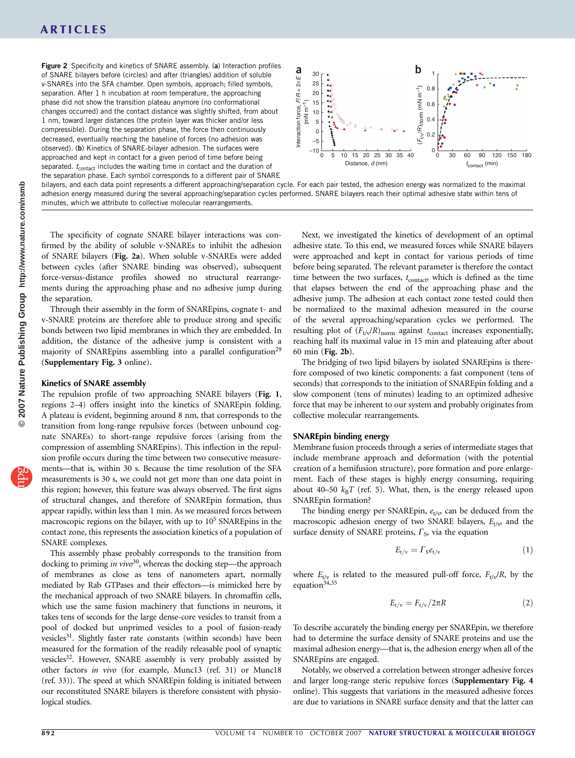Figure 2 Specificity and kinetics of SNARE assembly. (**a**) Interaction profiles of SNARE bilayers before (circles) and after (triangles) addition of soluble v-SNAREs into the SFA chamber. Open symbols, approach; filled symbols, separation. After 1 h incubation at room temperature, the approaching phase did not show the transition plateau anymore (no conformational changes occurred) and the contact distance was slightly shifted, from about 1 nm, toward larger distances (the protein layer was thicker and/or less compressible). During the separation phase, the force then continuously decreased, eventually reaching the baseline of forces (no adhesion was observed). (**b**) Kinetics of SNARE-bilayer adhesion. The surfaces were approached and kept in contact for a given period of time before being separated. $t_{contact}$ includes the waiting time in contact and the duration of the separation phase. Each symbol corresponds to a different pair of SNARE bilayers, and each data point represents a different approaching/separation cycle. For each pair tested, the adhesion energy was normalized to the maximal adhesion energy measured during the several approaching/separation cycles performed. SNARE bilayers reach their optimal adhesive state within tens of minutes, which we attribute to collective molecular rearrangements.

The specificity of cognate SNARE bilayer interactions was confirmed by the ability of soluble v-SNAREs to inhibit the adhesion of SNARE bilayers (**Fig. 2a**). When soluble v-SNAREs were added between cycles (after SNARE binding was observed), subsequent force-versus-distance profiles showed no structural rearrangements during the approaching phase and no adhesive jump during the separation.

Through their assembly in the form of SNAREpins, cognate t- and v-SNARE proteins are therefore able to produce strong and specific bonds between two lipid membranes in which they are embedded. In addition, the distance of the adhesive jump is consistent with a majority of SNAREpins assembling into a parallel configuration[29] (**Supplementary Fig. 3** online).

### Kinetics of SNARE assembly

The repulsion profile of two approaching SNARE bilayers (**Fig. 1**, regions 2–4) offers insight into the kinetics of SNAREpin folding. A plateau is evident, beginning around 8 nm, that corresponds to the transition from long-range repulsive forces (between unbound cognate SNAREs) to short-range repulsive forces (arising from the compression of assembling SNAREpins). This inflection in the repulsion profile occurs during the time between two consecutive measurements—that is, within 30 s. Because the time resolution of the SFA measurements is 30 s, we could not get more than one data point in this region; however, this feature was always observed. The first signs of structural changes, and therefore of SNAREpin formation, thus appear rapidly, within less than 1 min. As we measured forces between macroscopic regions on the bilayer, with up to $10^5$ SNAREpins in the contact zone, this represents the association kinetics of a population of SNARE complexes.

This assembly phase probably corresponds to the transition from docking to priming *in vivo*[30], whereas the docking step—the approach of membranes as close as tens of nanometers apart, normally mediated by Rab GTPases and their effectors—is mimicked here by the mechanical approach of two SNARE bilayers. In chromaffin cells, which use the same fusion machinery that functions in neurons, it takes tens of seconds for the large dense-core vesicles to transit from a pool of docked but unprimed vesicles to a pool of fusion-ready vesicles[31]. Slightly faster rate constants (within seconds) have been measured for the formation of the readily releasable pool of synaptic vesicles[32]. However, SNARE assembly is very probably assisted by other factors *in vivo* (for example, Munc13 (ref. 31) or Munc18 (ref. 33)). The speed at which SNAREpin folding is initiated between our reconstituted SNARE bilayers is therefore consistent with physiological studies.

Next, we investigated the kinetics of development of an optimal adhesive state. To this end, we measured forces while SNARE bilayers were approached and kept in contact for various periods of time before being separated. The relevant parameter is therefore the contact time between the two surfaces, $t_{contact}$, which is defined as the time that elapses between the end of the approaching phase and the adhesive jump. The adhesion at each contact zone tested could then be normalized to the maximal adhesion measured in the course of the several approaching/separation cycles we performed. The resulting plot of $(F_{t/v}/R)_{norm}$ against $t_{contact}$ increases exponentially, reaching half its maximal value in 15 min and plateauing after about 60 min (**Fig. 2b**).

The bridging of two lipid bilayers by isolated SNAREpins is therefore composed of two kinetic components: a fast component (tens of seconds) that corresponds to the initiation of SNAREpin folding and a slow component (tens of minutes) leading to an optimized adhesive force that may be inherent to our system and probably originates from collective molecular rearrangements.

### SNAREpin binding energy

Membrane fusion proceeds through a series of intermediate stages that include membrane approach and deformation (with the potential creation of a hemifusion structure), pore formation and pore enlargement. Each of these stages is highly energy consuming, requiring about 40–50 $k_BT$ (ref. 5). What, then, is the energy released upon SNAREpin formation?

The binding energy per SNAREpin, $e_{t/v}$, can be deduced from the macroscopic adhesion energy of two SNARE bilayers, $E_{t/v}$, and the surface density of SNARE proteins, $\Gamma_S$, via the equation

$$E_{t/v} = \Gamma_S e_{t/v} \tag{1}$$

where $E_{t/v}$ is related to the measured pull-off force, $F_{t/v}/R$, by the equation[34,35]

$$E_{t/v} = F_{t/v}/2\pi R \tag{2}$$

To describe accurately the binding energy per SNAREpin, we therefore had to determine the surface density of SNARE proteins and use the maximal adhesion energy—that is, the adhesion energy when all of the SNAREpins are engaged.

Notably, we observed a correlation between stronger adhesive forces and larger long-range steric repulsive forces (**Supplementary Fig. 4** online). This suggests that variations in the measured adhesive forces are due to variations in SNARE surface density and that the latter can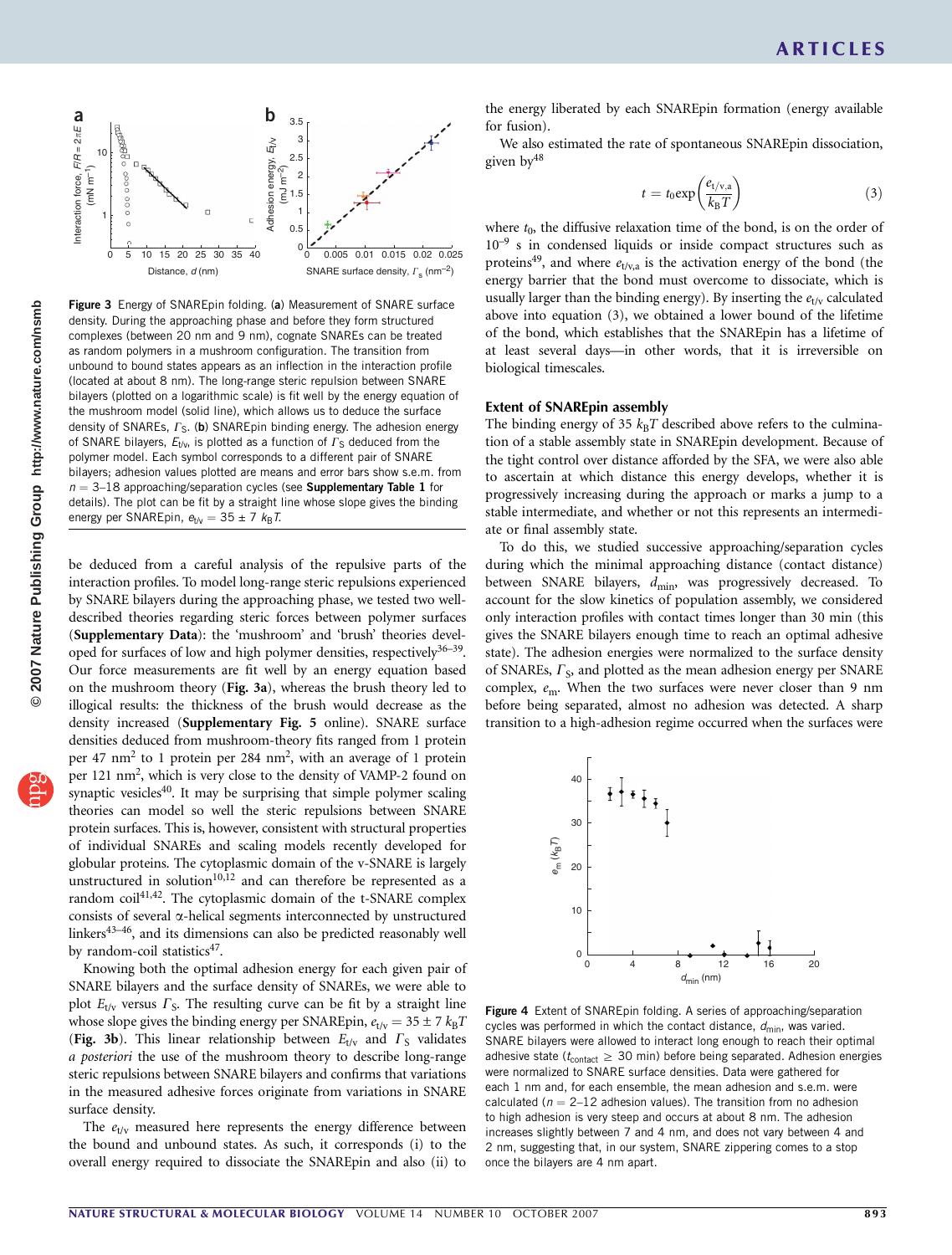**Figure 3** Energy of SNAREpin folding. (**a**) Measurement of SNARE surface density. During the approaching phase and before they form structured complexes (between 20 nm and 9 nm), cognate SNAREs can be treated as random polymers in a mushroom configuration. The transition from unbound to bound states appears as an inflection in the interaction profile (located at about 8 nm). The long-range steric repulsion between SNARE bilayers (plotted on a logarithmic scale) is fit well by the energy equation of the mushroom model (solid line), which allows us to deduce the surface density of SNAREs, $\Gamma_S$. (**b**) SNAREpin binding energy. The adhesion energy of SNARE bilayers, $E_{t/v}$, is plotted as a function of $\Gamma_S$ deduced from the polymer model. Each symbol corresponds to a different pair of SNARE bilayers; adhesion values plotted are means and error bars show s.e.m. from $n = 3$–18 approaching/separation cycles (see **Supplementary Table 1** for details). The plot can be fit by a straight line whose slope gives the binding energy per SNAREpin, $e_{t/v} = 35 \pm 7\ k_BT$.

be deduced from a careful analysis of the repulsive parts of the interaction profiles. To model long-range steric repulsions experienced by SNARE bilayers during the approaching phase, we tested two well-described theories regarding steric forces between polymer surfaces (**Supplementary Data**): the 'mushroom' and 'brush' theories developed for surfaces of low and high polymer densities, respectively[36–39]. Our force measurements are fit well by an energy equation based on the mushroom theory (**Fig. 3a**), whereas the brush theory led to illogical results: the thickness of the brush would decrease as the density increased (**Supplementary Fig. 5** online). SNARE surface densities deduced from mushroom-theory fits ranged from 1 protein per 47 $nm^2$ to 1 protein per 284 $nm^2$, with an average of 1 protein per 121 $nm^2$, which is very close to the density of VAMP-2 found on synaptic vesicles[40]. It may be surprising that simple polymer scaling theories can model so well the steric repulsions between SNARE protein surfaces. This is, however, consistent with structural properties of individual SNAREs and scaling models recently developed for globular proteins. The cytoplasmic domain of the v-SNARE is largely unstructured in solution[10,12] and can therefore be represented as a random coil[41,42]. The cytoplasmic domain of the t-SNARE complex consists of several α-helical segments interconnected by unstructured linkers[43–46], and its dimensions can also be predicted reasonably well by random-coil statistics[47].

Knowing both the optimal adhesion energy for each given pair of SNARE bilayers and the surface density of SNAREs, we were able to plot $E_{t/v}$ versus $\Gamma_S$. The resulting curve can be fit by a straight line whose slope gives the binding energy per SNAREpin, $e_{t/v} = 35 \pm 7\ k_BT$ (**Fig. 3b**). This linear relationship between $E_{t/v}$ and $\Gamma_S$ validates *a posteriori* the use of the mushroom theory to describe long-range steric repulsions between SNARE bilayers and confirms that variations in the measured adhesive forces originate from variations in SNARE surface density.

The $e_{t/v}$ measured here represents the energy difference between the bound and unbound states. As such, it corresponds (i) to the overall energy required to dissociate the SNAREpin and also (ii) to the energy liberated by each SNAREpin formation (energy available for fusion).

We also estimated the rate of spontaneous SNAREpin dissociation, given by[48]

$$t = t_0 \exp\left(\frac{e_{t/v,a}}{k_B T}\right) \tag{3}$$

where $t_0$, the diffusive relaxation time of the bond, is on the order of $10^{-9}$ s in condensed liquids or inside compact structures such as proteins[49], and where $e_{t/v,a}$ is the activation energy of the bond (the energy barrier that the bond must overcome to dissociate, which is usually larger than the binding energy). By inserting the $e_{t/v}$ calculated above into equation (3), we obtained a lower bound of the lifetime of the bond, which establishes that the SNAREpin has a lifetime of at least several days—in other words, that it is irreversible on biological timescales.

## Extent of SNAREpin assembly

The binding energy of 35 $k_BT$ described above refers to the culmination of a stable assembly state in SNAREpin development. Because of the tight control over distance afforded by the SFA, we were also able to ascertain at which distance this energy develops, whether it is progressively increasing during the approach or marks a jump to a stable intermediate, and whether or not this represents an intermediate or final assembly state.

To do this, we studied successive approaching/separation cycles during which the minimal approaching distance (contact distance) between SNARE bilayers, $d_{min}$, was progressively decreased. To account for the slow kinetics of population assembly, we considered only interaction profiles with contact times longer than 30 min (this gives the SNARE bilayers enough time to reach an optimal adhesive state). The adhesion energies were normalized to the surface density of SNAREs, $\Gamma_S$, and plotted as the mean adhesion energy per SNARE complex, $e_m$. When the two surfaces were never closer than 9 nm before being separated, almost no adhesion was detected. A sharp transition to a high-adhesion regime occurred when the surfaces were

**Figure 4** Extent of SNAREpin folding. A series of approaching/separation cycles was performed in which the contact distance, $d_{min}$, was varied. SNARE bilayers were allowed to interact long enough to reach their optimal adhesive state ($t_{contact} \geq 30$ min) before being separated. Adhesion energies were normalized to SNARE surface densities. Data were gathered for each 1 nm and, for each ensemble, the mean adhesion and s.e.m. were calculated ($n = 2$–12 adhesion values). The transition from no adhesion to high adhesion is very steep and occurs at about 8 nm. The adhesion increases slightly between 7 and 4 nm, and does not vary between 4 and 2 nm, suggesting that, in our system, SNARE zippering comes to a stop once the bilayers are 4 nm apart.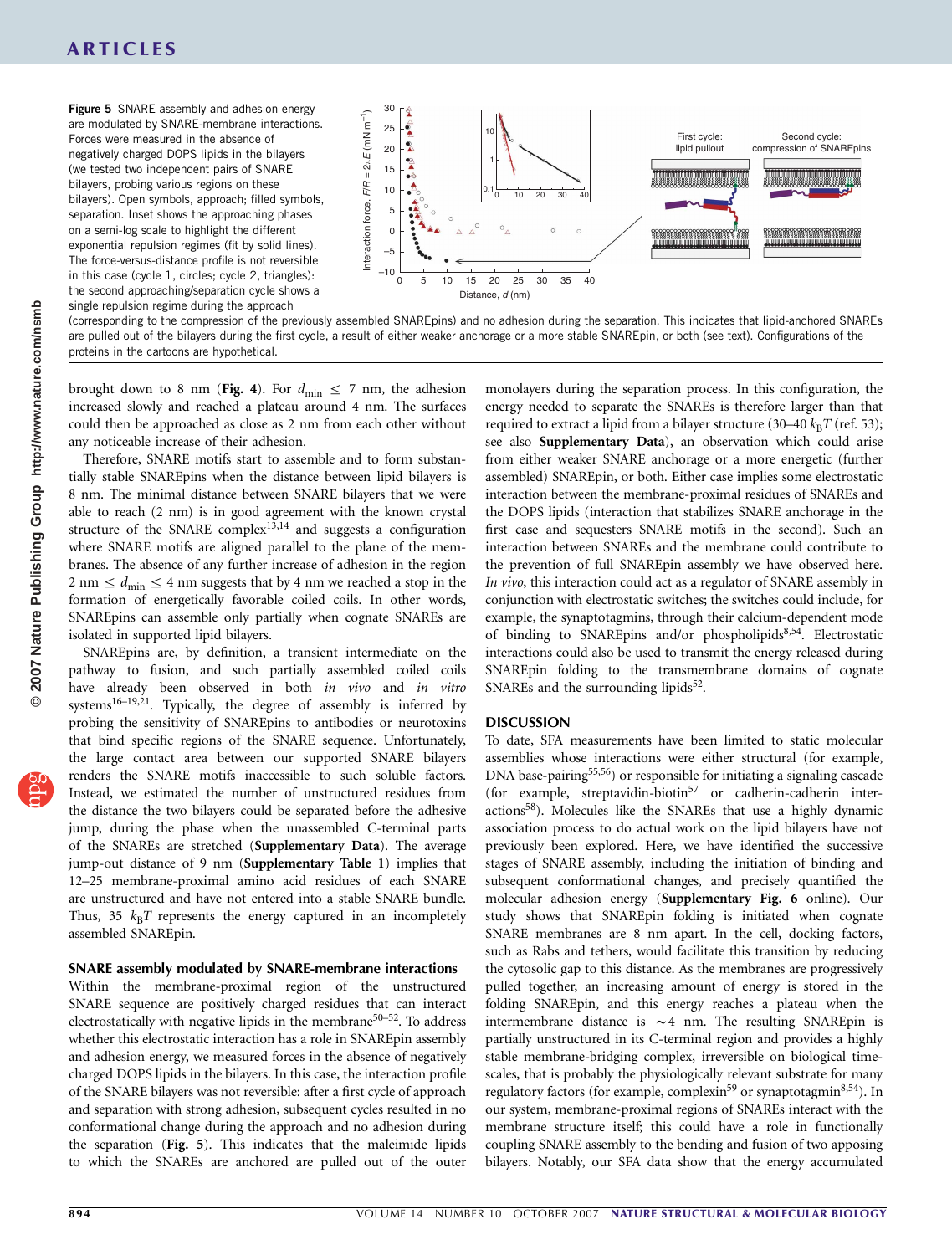**Figure 5** SNARE assembly and adhesion energy are modulated by SNARE-membrane interactions. Forces were measured in the absence of negatively charged DOPS lipids in the bilayers (we tested two independent pairs of SNARE bilayers, probing various regions on these bilayers). Open symbols, approach; filled symbols, separation. Inset shows the approaching phases on a semi-log scale to highlight the different exponential repulsion regimes (fit by solid lines). The force-versus-distance profile is not reversible in this case (cycle 1, circles; cycle 2, triangles): the second approaching/separation cycle shows a single repulsion regime during the approach (corresponding to the compression of the previously assembled SNAREpins) and no adhesion during the separation. This indicates that lipid-anchored SNAREs are pulled out of the bilayers during the first cycle, a result of either weaker anchorage or a more stable SNAREpin, or both (see text). Configurations of the proteins in the cartoons are hypothetical.

brought down to 8 nm (**Fig. 4**). For $d_{min} \leq 7$ nm, the adhesion increased slowly and reached a plateau around 4 nm. The surfaces could then be approached as close as 2 nm from each other without any noticeable increase of their adhesion.

Therefore, SNARE motifs start to assemble and to form substantially stable SNAREpins when the distance between lipid bilayers is 8 nm. The minimal distance between SNARE bilayers that we were able to reach (2 nm) is in good agreement with the known crystal structure of the SNARE complex[13,14] and suggests a configuration where SNARE motifs are aligned parallel to the plane of the membranes. The absence of any further increase of adhesion in the region 2 nm $\leq d_{min} \leq$ 4 nm suggests that by 4 nm we reached a stop in the formation of energetically favorable coiled coils. In other words, SNAREpins can assemble only partially when cognate SNAREs are isolated in supported lipid bilayers.

SNAREpins are, by definition, a transient intermediate on the pathway to fusion, and such partially assembled coiled coils have already been observed in both *in vivo* and *in vitro* systems[16–19,21]. Typically, the degree of assembly is inferred by probing the sensitivity of SNAREpins to antibodies or neurotoxins that bind specific regions of the SNARE sequence. Unfortunately, the large contact area between our supported SNARE bilayers renders the SNARE motifs inaccessible to such soluble factors. Instead, we estimated the number of unstructured residues from the distance the two bilayers could be separated before the adhesive jump, during the phase when the unassembled C-terminal parts of the SNAREs are stretched (**Supplementary Data**). The average jump-out distance of 9 nm (**Supplementary Table 1**) implies that 12–25 membrane-proximal amino acid residues of each SNARE are unstructured and have not entered into a stable SNARE bundle. Thus, 35 $k_BT$ represents the energy captured in an incompletely assembled SNAREpin.

### SNARE assembly modulated by SNARE-membrane interactions

Within the membrane-proximal region of the unstructured SNARE sequence are positively charged residues that can interact electrostatically with negative lipids in the membrane[50–52]. To address whether this electrostatic interaction has a role in SNAREpin assembly and adhesion energy, we measured forces in the absence of negatively charged DOPS lipids in the bilayers. In this case, the interaction profile of the SNARE bilayers was not reversible: after a first cycle of approach and separation with strong adhesion, subsequent cycles resulted in no conformational change during the approach and no adhesion during the separation (**Fig. 5**). This indicates that the maleimide lipids to which the SNAREs are anchored are pulled out of the outer monolayers during the separation process. In this configuration, the energy needed to separate the SNAREs is therefore larger than that required to extract a lipid from a bilayer (30–40 $k_BT$ (ref. 53); see also **Supplementary Data**), an observation which could arise from either weaker SNARE anchorage or a more energetic (further assembled) SNAREpin, or both. Either case implies some electrostatic interaction between the membrane-proximal residues of SNAREs and the DOPS lipids (interaction that stabilizes SNARE anchorage in the first case and sequesters SNARE motifs in the second). Such an interaction between SNAREs and the membrane could contribute to the prevention of full SNAREpin assembly we have observed here. *In vivo*, this interaction could act as a regulator of SNARE assembly in conjunction with electrostatic switches; the switches could include, for example, the synaptotagmins, through their calcium-dependent mode of binding to SNAREpins and/or phospholipids[8,54]. Electrostatic interactions could also be used to transmit the energy released during SNAREpin folding to the transmembrane domains of cognate SNAREs and the surrounding lipids[52].

## DISCUSSION

To date, SFA measurements have been limited to static molecular assemblies whose interactions were either structural (for example, DNA base-pairing[55,56]) or responsible for initiating a signaling cascade (for example, streptavidin-biotin[57] or cadherin-cadherin interactions[58]). Molecules like the SNAREs that use a highly dynamic association process to do actual work on the lipid bilayers have not previously been explored. Here, we have identified the successive stages of SNARE assembly, including the initiation of binding and subsequent conformational changes, and precisely quantified the molecular adhesion energy (**Supplementary Fig. 6** online). Our study shows that SNAREpin folding is initiated when cognate SNARE membranes are 8 nm apart. In the cell, docking factors, such as Rabs and tethers, would facilitate this transition by reducing the cytosolic gap to this distance. As the membranes are progressively pulled together, an increasing amount of energy is stored in the folding SNAREpin, and this energy reaches a plateau when the intermembrane distance is ~4 nm. The resulting SNAREpin is partially unstructured in its C-terminal region and provides a highly stable membrane-bridging complex, irreversible on biological time-scales, that is probably the physiologically relevant substrate for many regulatory factors (for example, complexin[59] or synaptotagmin[8,54]). In our system, membrane-proximal regions of SNAREs interact with the membrane structure itself; this could have a role in functionally coupling SNARE assembly to the bending and fusion of two apposing bilayers. Notably, our SFA data show that the energy accumulated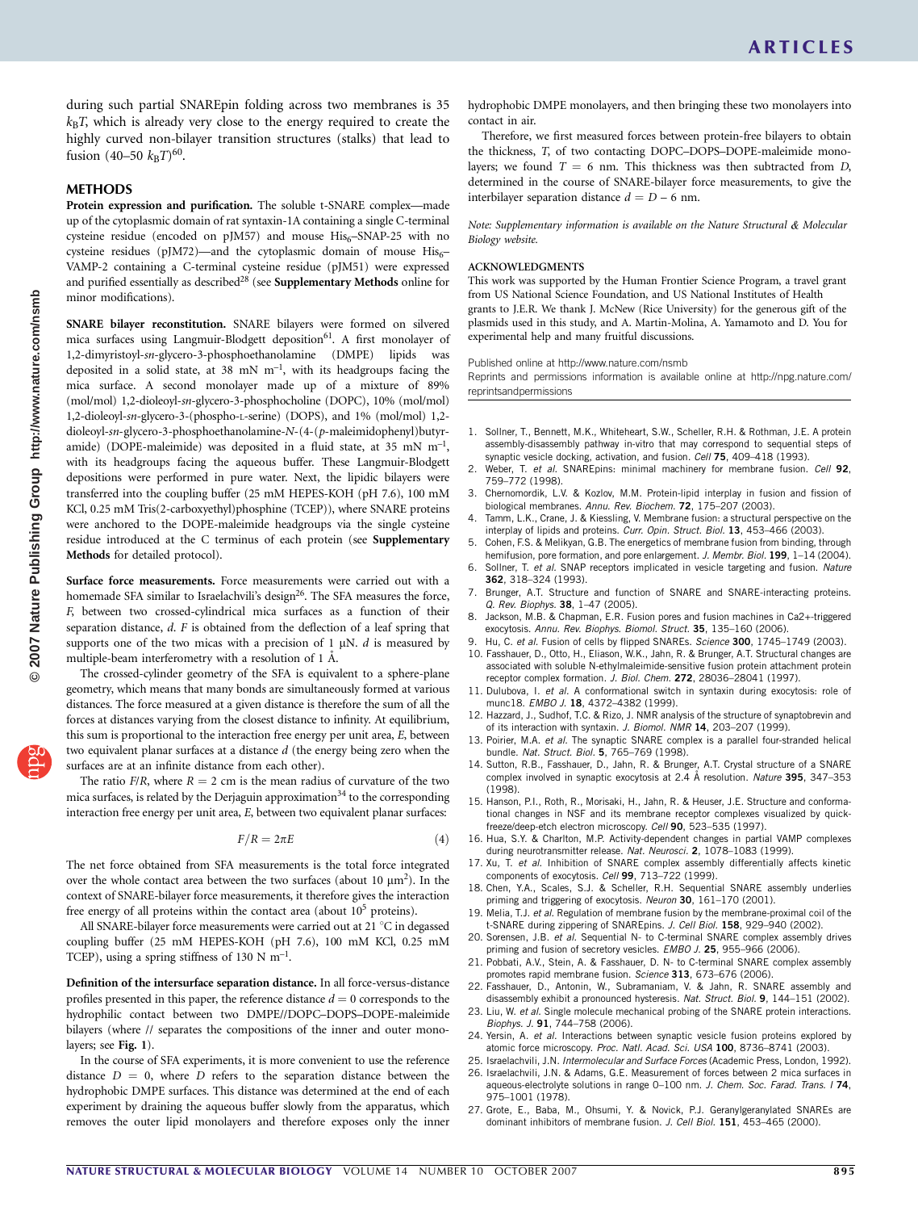during such partial SNAREpin folding across two membranes is 35 $k_BT$, which is already very close to the energy required to create the highly curved non-bilayer transition structures (stalks) that lead to fusion (40–50 $k_BT$)[60].

## METHODS

**Protein expression and purification.** The soluble t-SNARE complex—made up of the cytoplasmic domain of rat syntaxin-1A containing a single C-terminal cysteine residue (encoded on pJM57) and mouse $His_6$–SNAP-25 with no cysteine residues (pJM72)—and the cytoplasmic domain of mouse $His_6$–VAMP-2 containing a C-terminal cysteine residue (pJM51) were expressed and purified essentially as described[28] (see **Supplementary Methods** online for minor modifications).

**SNARE bilayer reconstitution.** SNARE bilayers were formed on silvered mica surfaces using Langmuir-Blodgett deposition[61]. A first monolayer of 1,2-dimyristoyl-*sn*-glycero-3-phosphoethanolamine (DMPE) lipids was deposited in a solid state, at 38 mN $m^{-1}$, with its headgroups facing the mica surface. A second monolayer made up of a mixture of 89% (mol/mol) 1,2-dioleoyl-*sn*-glycero-3-phosphocholine (DOPC), 10% (mol/mol) 1,2-dioleoyl-*sn*-glycero-3-(phospho-L-serine) (DOPS), and 1% (mol/mol) 1,2-dioleoyl-*sn*-glycero-3-phosphoethanolamine-*N*-(4-(*p*-maleimidophenyl)butyramide) (DOPE-maleimide) was deposited in a fluid state, at 35 mN $m^{-1}$, with its headgroups facing the aqueous buffer. These Langmuir-Blodgett depositions were performed in pure water. Next, the lipidic bilayers were transferred into the coupling buffer (25 mM HEPES-KOH (pH 7.6), 100 mM KCl, 0.25 mM Tris(2-carboxyethyl)phosphine (TCEP)), where SNARE proteins were anchored to the DOPE-maleimide headgroups via the single cysteine residue introduced at the C terminus of each protein (see **Supplementary Methods** for detailed protocol).

**Surface force measurements.** Force measurements were carried out with a homemade SFA similar to Israelachvili's design[26]. The SFA measures the force, *F*, between two crossed-cylindrical mica surfaces as a function of their separation distance, *d*. *F* is obtained from the deflection of a leaf spring that supports one of the two micas with a precision of 1 μN. *d* is measured by multiple-beam interferometry with a resolution of 1 Å.

The crossed-cylinder geometry of the SFA is equivalent to a sphere-plane geometry, which means that many bonds are simultaneously formed at various distances. The force measured at a given distance is therefore the sum of all the forces at distances varying from the closest distance to infinity. At equilibrium, this sum is proportional to the interaction free energy per unit area, *E*, between two equivalent planar surfaces at a distance *d* (the energy being zero when the surfaces are at an infinite distance from each other).

The ratio *F*/*R*, where *R* = 2 cm is the mean radius of curvature of the two mica surfaces, is related by the Derjaguin approximation[34] to the corresponding interaction free energy per unit area, *E*, between two equivalent planar surfaces:

$$F/R = 2\pi E \tag{4}$$

The net force obtained from SFA measurements is the total force integrated over the whole contact area between the two surfaces (about 10 $\mu m^2$). In the context of SNARE-bilayer force measurements, it therefore gives the interaction free energy of all proteins within the contact area (about $10^5$ proteins).

All SNARE-bilayer force measurements were carried out at 21 °C in degassed coupling buffer (25 mM HEPES-KOH (pH 7.6), 100 mM KCl, 0.25 mM TCEP), using a spring stiffness of 130 N $m^{-1}$.

**Definition of the intersurface separation distance.** In all force-versus-distance profiles presented in this paper, the reference distance *d* = 0 corresponds to the hydrophilic contact between two DMPE//DOPC–DOPS–DOPE-maleimide bilayers (where // separates the compositions of the inner and outer monolayers; see **Fig. 1**).

In the course of SFA experiments, it is more convenient to use the reference distance *D* = 0, where *D* refers to the separation distance between the hydrophobic DMPE surfaces. This distance was determined at the end of each experiment by draining the aqueous buffer slowly from the apparatus, which removes the outer lipid monolayers and therefore exposes only the inner hydrophobic DMPE monolayers, and then bringing these two monolayers into contact in air.

Therefore, we first measured forces between protein-free bilayers to obtain the thickness, *T*, of two contacting DOPC–DOPS–DOPE-maleimide monolayers; we found *T* = 6 nm. This thickness was then subtracted from *D*, determined in the course of SNARE-bilayer force measurements, to give the interbilayer separation distance *d* = *D* – 6 nm.

*Note: Supplementary information is available on the Nature Structural & Molecular Biology website.*

### ACKNOWLEDGMENTS

This work was supported by the Human Frontier Science Program, a travel grant from US National Science Foundation, and US National Institutes of Health grants to J.E.R. We thank J. McNew (Rice University) for the generous gift of the plasmids used in this study, and A. Martin-Molina, A. Yamamoto and D. You for experimental help and many fruitful discussions.

Published online at http://www.nature.com/nsmb

Reprints and permissions information is available online at http://npg.nature.com/reprintsandpermissions

1. Sollner, T., Bennett, M.K., Whiteheart, S.W., Scheller, R.H. & Rothman, J.E. A protein assembly-disassembly pathway in-vitro that may correspond to sequential steps of synaptic vesicle docking, activation, and fusion. *Cell* **75**, 409–418 (1993).
2. Weber, T. *et al.* SNAREpins: minimal machinery for membrane fusion. *Cell* **92**, 759–772 (1998).
3. Chernomordik, L.V. & Kozlov, M.M. Protein-lipid interplay in fusion and fission of biological membranes. *Annu. Rev. Biochem.* **72**, 175–207 (2003).
4. Tamm, L.K., Crane, J. & Kiessling, V. Membrane fusion: a structural perspective on the interplay of lipids and proteins. *Curr. Opin. Struct. Biol.* **13**, 453–466 (2003).
5. Cohen, F.S. & Melikyan, G.B. The energetics of membrane fusion from binding, through hemifusion, pore formation, and pore enlargement. *J. Membr. Biol.* **199**, 1–14 (2004).
6. Sollner, T. *et al.* SNAP receptors implicated in vesicle targeting and fusion. *Nature* **362**, 318–324 (1993).
7. Brunger, A.T. Structure and function of SNARE and SNARE-interacting proteins. *Q. Rev. Biophys.* **38**, 1–47 (2005).
8. Jackson, M.B. & Chapman, E.R. Fusion pores and fusion machines in Ca2+-triggered exocytosis. *Annu. Rev. Biophys. Biomol. Struct.* **35**, 135–160 (2006).
9. Hu, C. *et al.* Fusion of cells by flipped SNAREs. *Science* **300**, 1745–1749 (2003).
10. Fasshauer, D., Otto, H., Eliason, W.K., Jahn, R. & Brunger, A.T. Structural changes are associated with soluble N-ethylmaleimide-sensitive fusion protein attachment protein receptor complex formation. *J. Biol. Chem.* **272**, 28036–28041 (1997).
11. Dulubova, I. *et al.* A conformational switch in syntaxin during exocytosis: role of munc18. *EMBO J.* **18**, 4372–4382 (1999).
12. Hazzard, J., Sudhof, T.C. & Rizo, J. NMR analysis of the structure of synaptobrevin and of its interaction with syntaxin. *J. Biomol. NMR* **14**, 203–207 (1999).
13. Poirier, M.A. *et al.* The synaptic SNARE complex is a parallel four-stranded helical bundle. *Nat. Struct. Biol.* **5**, 765–769 (1998).
14. Sutton, R.B., Fasshauer, D., Jahn, R. & Brunger, A.T. Crystal structure of a SNARE complex involved in synaptic exocytosis at 2.4 Å resolution. *Nature* **395**, 347–353 (1998).
15. Hanson, P.I., Roth, R., Morisaki, H., Jahn, R. & Heuser, J.E. Structure and conformational changes in NSF and its membrane receptor complexes visualized by quick-freeze/deep-etch electron microscopy. *Cell* **90**, 523–535 (1997).
16. Hua, S.Y. & Charlton, M.P. Activity-dependent changes in partial VAMP complexes during neurotransmitter release. *Nat. Neurosci.* **2**, 1078–1083 (1999).
17. Xu, T. *et al.* Inhibition of SNARE complex assembly differentially affects kinetic components of exocytosis. *Cell* **99**, 713–722 (1999).
18. Chen, Y.A., Scales, S.J. & Scheller, R.H. Sequential SNARE assembly underlies priming and triggering of exocytosis. *Neuron* **30**, 161–170 (2001).
19. Melia, T.J. *et al.* Regulation of membrane fusion by the membrane-proximal coil of the t-SNARE during zippering of SNAREpins. *J. Cell Biol.* **158**, 929–940 (2002).
20. Sorensen, J.B. *et al.* Sequential N- to C-terminal SNARE complex assembly drives priming and fusion of secretory vesicles. *EMBO J.* **25**, 955–966 (2006).
21. Pobbati, A.V., Stein, A. & Fasshauer, D. N- to C-terminal SNARE complex assembly promotes rapid membrane fusion. *Science* **313**, 673–676 (2006).
22. Fasshauer, D., Antonin, W., Subramaniam, V. & Jahn, R. SNARE assembly and disassembly exhibit a pronounced hysteresis. *Nat. Struct. Biol.* **9**, 144–151 (2002).
23. Liu, W. *et al.* Single molecule mechanical probing of the SNARE protein interactions. *Biophys. J.* **91**, 744–758 (2006).
24. Yersin, A. *et al.* Interactions between synaptic vesicle fusion proteins explored by atomic force microscopy. *Proc. Natl. Acad. Sci. USA* **100**, 8736–8741 (2003).
25. Israelachvili, J.N. *Intermolecular and Surface Forces* (Academic Press, London, 1992).
26. Israelachvili, J.N. & Adams, G.E. Measurement of forces between 2 mica surfaces in aqueous-electrolyte solutions in range 0–100 nm. *J. Chem. Soc. Farad. Trans. I* **74**, 975–1001 (1978).
27. Grote, E., Baba, M., Ohsumi, Y. & Novick, P.J. Geranylgeranylated SNAREs are dominant inhibitors of membrane fusion. *J. Cell Biol.* **151**, 453–465 (2000).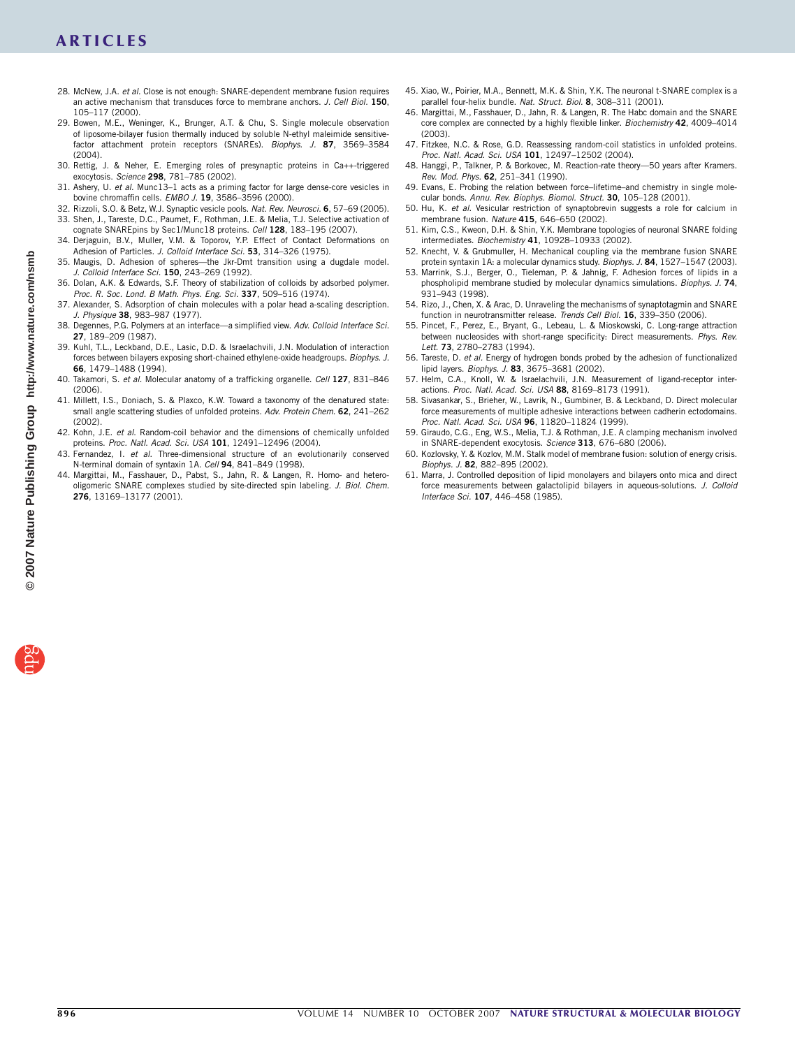28. McNew, J.A. *et al.* Close is not enough: SNARE-dependent membrane fusion requires an active mechanism that transduces force to membrane anchors. *J. Cell Biol.* **150**, 105–117 (2000).
29. Bowen, M.E., Weninger, K., Brunger, A.T. & Chu, S. Single molecule observation of liposome-bilayer fusion thermally induced by soluble N-ethyl maleimide sensitive-factor attachment protein receptors (SNAREs). *Biophys. J.* **87**, 3569–3584 (2004).
30. Rettig, J. & Neher, E. Emerging roles of presynaptic proteins in Ca++-triggered exocytosis. *Science* **298**, 781–785 (2002).
31. Ashery, U. *et al.* Munc13–1 acts as a priming factor for large dense-core vesicles in bovine chromaffin cells. *EMBO J.* **19**, 3586–3596 (2000).
32. Rizzoli, S.O. & Betz, W.J. Synaptic vesicle pools. *Nat. Rev. Neurosci.* **6**, 57–69 (2005).
33. Shen, J., Tareste, D.C., Paumet, F., Rothman, J.E. & Melia, T.J. Selective activation of cognate SNAREpins by Sec1/Munc18 proteins. *Cell* **128**, 183–195 (2007).
34. Derjaguin, B.V., Muller, V.M. & Toporov, Y.P. Effect of Contact Deformations on Adhesion of Particles. *J. Colloid Interface Sci.* **53**, 314–326 (1975).
35. Maugis, D. Adhesion of spheres—the Jkr-Dmt transition using a dugdale model. *J. Colloid Interface Sci.* **150**, 243–269 (1992).
36. Dolan, A.K. & Edwards, S.F. Theory of stabilization of colloids by adsorbed polymer. *Proc. R. Soc. Lond. B Math. Phys. Eng. Sci.* **337**, 509–516 (1974).
37. Alexander, S. Adsorption of chain molecules with a polar head a-scaling description. *J. Physique* **38**, 983–987 (1977).
38. Degennes, P.G. Polymers at an interface—a simplified view. *Adv. Colloid Interface Sci.* **27**, 189–209 (1987).
39. Kuhl, T.L., Leckband, D.E., Lasic, D.D. & Israelachvili, J.N. Modulation of interaction forces between bilayers exposing short-chained ethylene-oxide headgroups. *Biophys. J.* **66**, 1479–1488 (1994).
40. Takamori, S. *et al.* Molecular anatomy of a trafficking organelle. *Cell* **127**, 831–846 (2006).
41. Millett, I.S., Doniach, S. & Plaxco, K.W. Toward a taxonomy of the denatured state: small angle scattering studies of unfolded proteins. *Adv. Protein Chem.* **62**, 241–262 (2002).
42. Kohn, J.E. *et al.* Random-coil behavior and the dimensions of chemically unfolded proteins. *Proc. Natl. Acad. Sci. USA* **101**, 12491–12496 (2004).
43. Fernandez, I. *et al.* Three-dimensional structure of an evolutionarily conserved N-terminal domain of syntaxin 1A. *Cell* **94**, 841–849 (1998).
44. Margittai, M., Fasshauer, D., Pabst, S., Jahn, R. & Langen, R. Homo- and hetero-oligomeric SNARE complexes studied by site-directed spin labeling. *J. Biol. Chem.* **276**, 13169–13177 (2001).
45. Xiao, W., Poirier, M.A., Bennett, M.K. & Shin, Y.K. The neuronal t-SNARE complex is a parallel four-helix bundle. *Nat. Struct. Biol.* **8**, 308–311 (2001).
46. Margittai, M., Fasshauer, D., Jahn, R. & Langen, R. The Habc domain and the SNARE core complex are connected by a highly flexible linker. *Biochemistry* **42**, 4009–4014 (2003).
47. Fitzkee, N.C. & Rose, G.D. Reassessing random-coil statistics in unfolded proteins. *Proc. Natl. Acad. Sci. USA* **101**, 12497–12502 (2004).
48. Hanggi, P., Talkner, P. & Borkovec, M. Reaction-rate theory—50 years after Kramers. *Rev. Mod. Phys.* **62**, 251–341 (1990).
49. Evans, E. Probing the relation between force–lifetime–and chemistry in single molecular bonds. *Annu. Rev. Biophys. Biomol. Struct.* **30**, 105–128 (2001).
50. Hu, K. *et al.* Vesicular restriction of synaptobrevin suggests a role for calcium in membrane fusion. *Nature* **415**, 646–650 (2002).
51. Kim, C.S., Kweon, D.H. & Shin, Y.K. Membrane topologies of neuronal SNARE folding intermediates. *Biochemistry* **41**, 10928–10933 (2002).
52. Knecht, V. & Grubmuller, H. Mechanical coupling via the membrane fusion SNARE protein syntaxin 1A: a molecular dynamics study. *Biophys. J.* **84**, 1527–1547 (2003).
53. Marrink, S.J., Berger, O., Tieleman, P. & Jahnig, F. Adhesion forces of lipids in a phospholipid membrane studied by molecular dynamics simulations. *Biophys. J.* **74**, 931–943 (1998).
54. Rizo, J., Chen, X. & Arac, D. Unraveling the mechanisms of synaptotagmin and SNARE function in neurotransmitter release. *Trends Cell Biol.* **16**, 339–350 (2006).
55. Pincet, F., Perez, E., Bryant, G., Lebeau, L. & Mioskowski, C. Long-range attraction between nucleosides with short-range specificity: Direct measurements. *Phys. Rev. Lett.* **73**, 2780–2783 (1994).
56. Tareste, D. *et al.* Energy of hydrogen bonds probed by the adhesion of functionalized lipid layers. *Biophys. J.* **83**, 3675–3681 (2002).
57. Helm, C.A., Knoll, W. & Israelachvili, J.N. Measurement of ligand-receptor interactions. *Proc. Natl. Acad. Sci. USA* **88**, 8169–8173 (1991).
58. Sivasankar, S., Brieher, W., Lavrik, N., Gumbiner, B. & Leckband, D. Direct molecular force measurements of multiple adhesive interactions between cadherin ectodomains. *Proc. Natl. Acad. Sci. USA* **96**, 11820–11824 (1999).
59. Giraudo, C.G., Eng, W.S., Melia, T.J. & Rothman, J.E. A clamping mechanism involved in SNARE-dependent exocytosis. *Science* **313**, 676–680 (2006).
60. Kozlovsky, Y. & Kozlov, M.M. Stalk model of membrane fusion: solution of energy crisis. *Biophys. J.* **82**, 882–895 (2002).
61. Marra, J. Controlled deposition of lipid monolayers and bilayers onto mica and direct force measurements between galactolipid bilayers in aqueous-solutions. *J. Colloid Interface Sci.* **107**, 446–458 (1985).